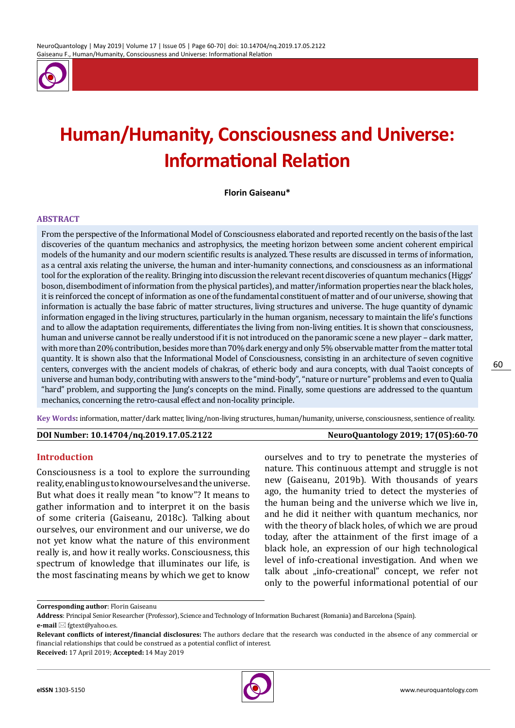# Human/Humanity, Consciousness and Universe: Informational Relation

**Florin Gaiseanu***

## ABSTRACT

From the perspective of the Informational Model of Consciousness elaborated and reported recently on the basis of the last discoveries of the quantum mechanics and astrophysics, the meeting horizon between some ancient coherent empirical models of the humanity and our modern scientific results is analyzed. These results are discussed in terms of information, as a central axis relating the universe, the human and inter-humanity connections, and consciousness as an informational tool for the exploration of the reality. Bringing into discussion the relevant recent discoveries of quantum mechanics (Higgs' boson, disembodiment of information from the physical particles), and matter/information properties near the black holes, it is reinforced the concept of information as one of the fundamental constituent of matter and of our universe, showing that information is actually the base fabric of matter structures, living structures and universe. The huge quantity of dynamic information engaged in the living structures, particularly in the human organism, necessary to maintain the life's functions and to allow the adaptation requirements, differentiates the living from non-living entities. It is shown that consciousness, human and universe cannot be really understood if it is not introduced on the panoramic scene a new player – dark matter, with more than 20% contribution, besides more than 70% dark energy and only 5% observable matter from the matter total quantity. It is shown also that the Informational Model of Consciousness, consisting in an architecture of seven cognitive centers, converges with the ancient models of chakras, of etheric body and aura concepts, with dual Taoist concepts of universe and human body, contributing with answers to the "mind-body", "nature or nurture" problems and even to Qualia "hard" problem, and supporting the Jung's concepts on the mind. Finally, some questions are addressed to the quantum mechanics, concerning the retro-causal effect and non-locality principle.

**Key Words:** information, matter/dark matter, living/non-living structures, human/humanity, universe, consciousness, sentience of reality.

**DOI Number: 10.14704/nq.2019.17.05.2122** | **NeuroQuantology 2019; 17(05):60-70**

## Introduction

Consciousness is a tool to explore the surrounding reality, enabling us to know ourselves and the universe. But what does it really mean "to know"? It means to gather information and to interpret it on the basis of some criteria (Gaiseanu, 2018c). Talking about ourselves, our environment and our universe, we do not yet know what the nature of this environment really is, and how it really works. Consciousness, this spectrum of knowledge that illuminates our life, is the most fascinating means by which we get to know ourselves and to try to penetrate the mysteries of nature. This continuous attempt and struggle is not new (Gaiseanu, 2019b). With thousands of years ago, the humanity tried to detect the mysteries of the human being and the universe which we live in, and he did it neither with quantum mechanics, nor with the theory of black holes, of which we are proud today, after the attainment of the first image of a black hole, an expression of our high technological level of info-creational investigation. And when we talk about „info-creational" concept, we refer not only to the powerful informational potential of our

---

**Corresponding author**: Florin Gaiseanu

**Address**: Principal Senior Researcher (Professor), Science and Technology of Information Bucharest (Romania) and Barcelona (Spain).

**e-mail** fgtext@yahoo.es.

**Relevant conflicts of interest/financial disclosures:** The authors declare that the research was conducted in the absence of any commercial or financial relationships that could be construed as a potential conflict of interest.

**Received:** 17 April 2019; **Accepted:** 14 May 2019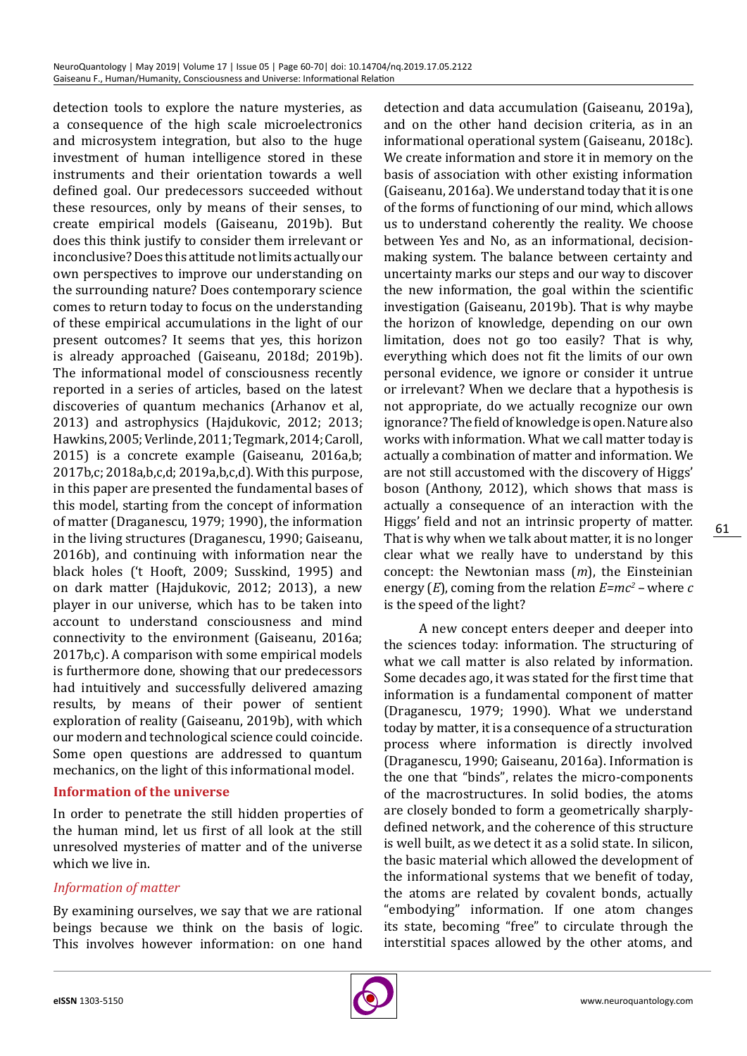detection tools to explore the nature mysteries, as a consequence of the high scale microelectronics and microsystem integration, but also to the huge investment of human intelligence stored in these instruments and their orientation towards a well defined goal. Our predecessors succeeded without these resources, only by means of their senses, to create empirical models (Gaiseanu, 2019b). But does this think justify to consider them irrelevant or inconclusive? Does this attitude not limits actually our own perspectives to improve our understanding on the surrounding nature? Does contemporary science comes to return today to focus on the understanding of these empirical accumulations in the light of our present outcomes? It seems that yes, this horizon is already approached (Gaiseanu, 2018d; 2019b). The informational model of consciousness recently reported in a series of articles, based on the latest discoveries of quantum mechanics (Arhanov et al, 2013) and astrophysics (Hajdukovic, 2012; 2013; Hawkins, 2005; Verlinde, 2011; Tegmark, 2014; Caroll, 2015) is a concrete example (Gaiseanu, 2016a,b; 2017b,c; 2018a,b,c,d; 2019a,b,c,d). With this purpose, in this paper are presented the fundamental bases of this model, starting from the concept of information of matter (Draganescu, 1979; 1990), the information in the living structures (Draganescu, 1990; Gaiseanu, 2016b), and continuing with information near the black holes ('t Hooft, 2009; Susskind, 1995) and on dark matter (Hajdukovic, 2012; 2013), a new player in our universe, which has to be taken into account to understand consciousness and mind connectivity to the environment (Gaiseanu, 2016a; 2017b,c). A comparison with some empirical models is furthermore done, showing that our predecessors had intuitively and successfully delivered amazing results, by means of their power of sentient exploration of reality (Gaiseanu, 2019b), with which our modern and technological science could coincide. Some open questions are addressed to quantum mechanics, on the light of this informational model.

## Information of the universe

In order to penetrate the still hidden properties of the human mind, let us first of all look at the still unresolved mysteries of matter and of the universe which we live in.

### *Information of matter*

By examining ourselves, we say that we are rational beings because we think on the basis of logic. This involves however information: on one hand detection and data accumulation (Gaiseanu, 2019a), and on the other hand decision criteria, as in an informational operational system (Gaiseanu, 2018c). We create information and store it in memory on the basis of association with other existing information (Gaiseanu, 2016a). We understand today that it is one of the forms of functioning of our mind, which allows us to understand coherently the reality. We choose between Yes and No, as an informational, decision-making system. The balance between certainty and uncertainty marks our steps and our way to discover the new information, the goal within the scientific investigation (Gaiseanu, 2019b). That is why maybe the horizon of knowledge, depending on our own limitation, does not go too easily? That is why, everything which does not fit the limits of our own personal evidence, we ignore or consider it untrue or irrelevant? When we declare that a hypothesis is not appropriate, do we actually recognize our own ignorance? The field of knowledge is open. Nature also works with information. What we call matter today is actually a combination of matter and information. We are not still accustomed with the discovery of Higgs' boson (Anthony, 2012), which shows that mass is actually a consequence of an interaction with the Higgs' field and not an intrinsic property of matter. That is why when we talk about matter, it is no longer clear what we really have to understand by this concept: the Newtonian mass ($m$), the Einsteinian energy ($E$), coming from the relation $E=mc^2$ – where $c$ is the speed of the light?

A new concept enters deeper and deeper into the sciences today: information. The structuring of what we call matter is also related by information. Some decades ago, it was stated for the first time that information is a fundamental component of matter (Draganescu, 1979; 1990). What we understand today by matter, it is a consequence of a structuration process where information is directly involved (Draganescu, 1990; Gaiseanu, 2016a). Information is the one that "binds", relates the micro-components of the macrostructures. In solid bodies, the atoms are closely bonded to form a geometrically sharply-defined network, and the coherence of this structure is well built, as we detect it as a solid state. In silicon, the basic material which allowed the development of the informational systems that we benefit of today, the atoms are related by covalent bonds, actually "embodying" information. If one atom changes its state, becoming "free" to circulate through the interstitial spaces allowed by the other atoms, and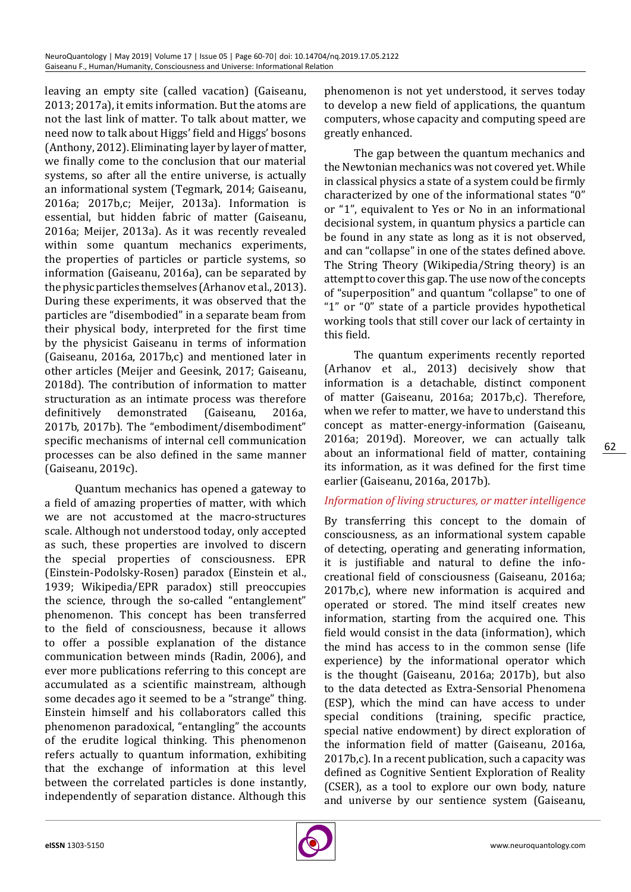leaving an empty site (called vacation) (Gaiseanu, 2013; 2017a), it emits information. But the atoms are not the last link of matter. To talk about matter, we need now to talk about Higgs' field and Higgs' bosons (Anthony, 2012). Eliminating layer by layer of matter, we finally come to the conclusion that our material systems, so after all the entire universe, is actually an informational system (Tegmark, 2014; Gaiseanu, 2016a; 2017b,c; Meijer, 2013a). Information is essential, but hidden fabric of matter (Gaiseanu, 2016a; Meijer, 2013a). As it was recently revealed within some quantum mechanics experiments, the properties of particles or particle systems, so information (Gaiseanu, 2016a), can be separated by the physic particles themselves (Arhanov et al., 2013). During these experiments, it was observed that the particles are "disembodied" in a separate beam from their physical body, interpreted for the first time by the physicist Gaiseanu in terms of information (Gaiseanu, 2016a, 2017b,c) and mentioned later in other articles (Meijer and Geesink, 2017; Gaiseanu, 2018d). The contribution of information to matter structuration as an intimate process was therefore definitively demonstrated (Gaiseanu, 2016a, 2017b, 2017b). The "embodiment/disembodiment" specific mechanisms of internal cell communication processes can be also defined in the same manner (Gaiseanu, 2019c).

Quantum mechanics has opened a gateway to a field of amazing properties of matter, with which we are not accustomed at the macro-structures scale. Although not understood today, only accepted as such, these properties are involved to discern the special properties of consciousness. EPR (Einstein-Podolsky-Rosen) paradox (Einstein et al., 1939; Wikipedia/EPR paradox) still preoccupies the science, through the so-called "entanglement" phenomenon. This concept has been transferred to the field of consciousness, because it allows to offer a possible explanation of the distance communication between minds (Radin, 2006), and ever more publications referring to this concept are accumulated as a scientific mainstream, although some decades ago it seemed to be a "strange" thing. Einstein himself and his collaborators called this phenomenon paradoxical, "entangling" the accounts of the erudite logical thinking. This phenomenon refers actually to quantum information, exhibiting that the exchange of information at this level between the correlated particles is done instantly, independently of separation distance. Although this phenomenon is not yet understood, it serves today to develop a new field of applications, the quantum computers, whose capacity and computing speed are greatly enhanced.

The gap between the quantum mechanics and the Newtonian mechanics was not covered yet. While in classical physics a state of a system could be firmly characterized by one of the informational states "0" or "1", equivalent to Yes or No in an informational decisional system, in quantum physics a particle can be found in any state as long as it is not observed, and can "collapse" in one of the states defined above. The String Theory (Wikipedia/String theory) is an attempt to cover this gap. The use now of the concepts of "superposition" and quantum "collapse" to one of "1" or "0" state of a particle provides hypothetical working tools that still cover our lack of certainty in this field.

The quantum experiments recently reported (Arhanov et al., 2013) decisively show that information is a detachable, distinct component of matter (Gaiseanu, 2016a; 2017b,c). Therefore, when we refer to matter, we have to understand this concept as matter-energy-information (Gaiseanu, 2016a; 2019d). Moreover, we can actually talk about an informational field of matter, containing its information, as it was defined for the first time earlier (Gaiseanu, 2016a, 2017b).

### *Information of living structures, or matter intelligence*

By transferring this concept to the domain of consciousness, as an informational system capable of detecting, operating and generating information, it is justifiable and natural to define the info-creational field of consciousness (Gaiseanu, 2016a; 2017b,c), where new information is acquired and operated or stored. The mind itself creates new information, starting from the acquired one. This field would consist in the data (information), which the mind has access to in the common sense (life experience) by the informational operator which is the thought (Gaiseanu, 2016a; 2017b), but also to the data detected as Extra-Sensorial Phenomena (ESP), which the mind can have access to under special conditions (training, specific practice, special native endowment) by direct exploration of the information field of matter (Gaiseanu, 2016a, 2017b,c). In a recent publication, such a capacity was defined as Cognitive Sentient Exploration of Reality (CSER), as a tool to explore our own body, nature and universe by our sentience system (Gaiseanu,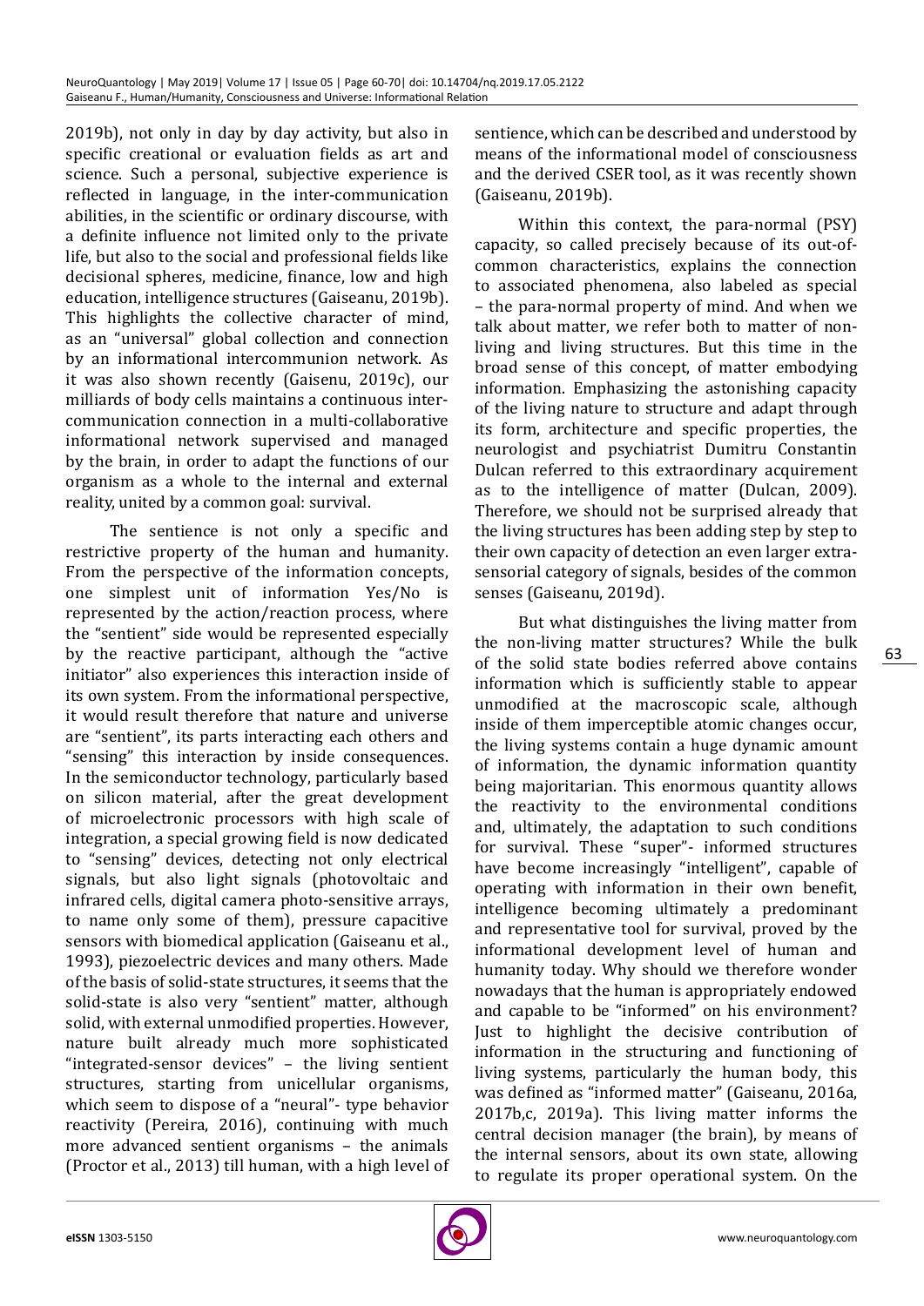2019b), not only in day by day activity, but also in specific creational or evaluation fields as art and science. Such a personal, subjective experience is reflected in language, in the inter-communication abilities, in the scientific or ordinary discourse, with a definite influence not limited only to the private life, but also to the social and professional fields like decisional spheres, medicine, finance, low and high education, intelligence structures (Gaiseanu, 2019b). This highlights the collective character of mind, as an "universal" global collection and connection by an informational intercommunion network. As it was also shown recently (Gaisenu, 2019c), our milliards of body cells maintains a continuous inter-communication connection in a multi-collaborative informational network supervised and managed by the brain, in order to adapt the functions of our organism as a whole to the internal and external reality, united by a common goal: survival.

The sentience is not only a specific and restrictive property of the human and humanity. From the perspective of the information concepts, one simplest unit of information Yes/No is represented by the action/reaction process, where the "sentient" side would be represented especially by the reactive participant, although the "active initiator" also experiences this interaction inside of its own system. From the informational perspective, it would result therefore that nature and universe are "sentient", its parts interacting each others and "sensing" this interaction by inside consequences. In the semiconductor technology, particularly based on silicon material, after the great development of microelectronic processors with high scale of integration, a special growing field is now dedicated to "sensing" devices, detecting not only electrical signals, but also light signals (photovoltaic and infrared cells, digital camera photo-sensitive arrays, to name only some of them), pressure capacitive sensors with biomedical application (Gaiseanu et al., 1993), piezoelectric devices and many others. Made of the basis of solid-state structures, it seems that the solid-state is also very "sentient" matter, although solid, with external unmodified properties. However, nature built already much more sophisticated "integrated-sensor devices" – the living sentient structures, starting from unicellular organisms, which seem to dispose of a "neural"- type behavior reactivity (Pereira, 2016), continuing with much more advanced sentient organisms – the animals (Proctor et al., 2013) till human, with a high level of sentience, which can be described and understood by means of the informational model of consciousness and the derived CSER tool, as it was recently shown (Gaiseanu, 2019b).

Within this context, the para-normal (PSY) capacity, so called precisely because of its out-of-common characteristics, explains the connection to associated phenomena, also labeled as special – the para-normal property of mind. And when we talk about matter, we refer both to matter of non-living and living structures. But this time in the broad sense of this concept, of matter embodying information. Emphasizing the astonishing capacity of the living nature to structure and adapt through its form, architecture and specific properties, the neurologist and psychiatrist Dumitru Constantin Dulcan referred to this extraordinary acquirement as to the intelligence of matter (Dulcan, 2009). Therefore, we should not be surprised already that the living structures has been adding step by step to their own capacity of detection an even larger extra-sensorial category of signals, besides of the common senses (Gaiseanu, 2019d).

But what distinguishes the living matter from the non-living matter structures? While the bulk of the solid state bodies referred above contains information which is sufficiently stable to appear unmodified at the macroscopic scale, although inside of them imperceptible atomic changes occur, the living systems contain a huge dynamic amount of information, the dynamic information quantity being majoritarian. This enormous quantity allows the reactivity to the environmental conditions and, ultimately, the adaptation to such conditions for survival. These "super"- informed structures have become increasingly "intelligent", capable of operating with information in their own benefit, intelligence becoming ultimately a predominant and representative tool for survival, proved by the informational development level of human and humanity today. Why should we therefore wonder nowadays that the human is appropriately endowed and capable to be "informed" on his environment? Just to highlight the decisive contribution of information in the structuring and functioning of living systems, particularly the human body, this was defined as "informed matter" (Gaiseanu, 2016a, 2017b,c, 2019a). This living matter informs the central decision manager (the brain), by means of the internal sensors, about its own state, allowing to regulate its proper operational system. On the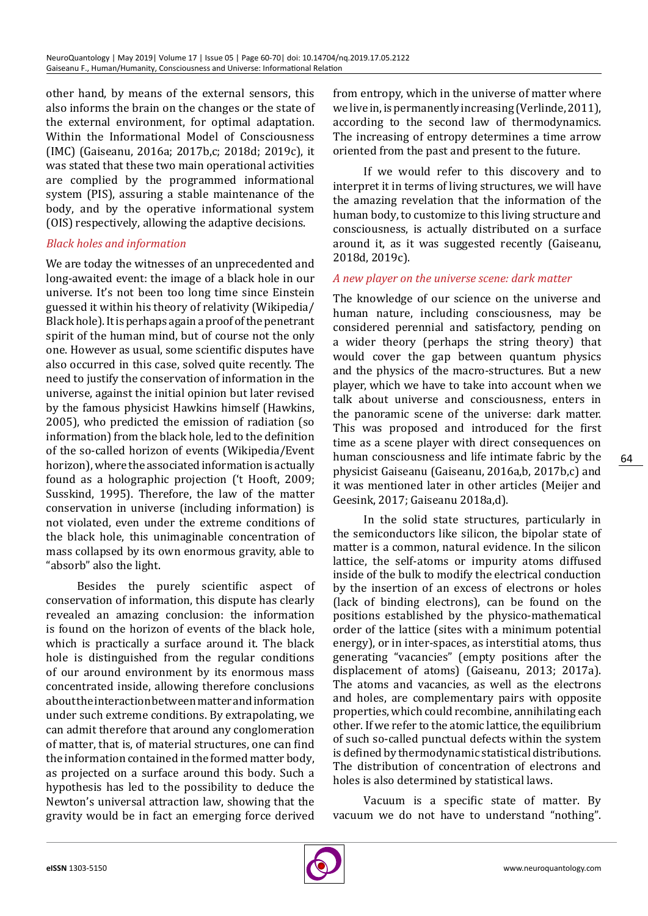other hand, by means of the external sensors, this also informs the brain on the changes or the state of the external environment, for optimal adaptation. Within the Informational Model of Consciousness (IMC) (Gaiseanu, 2016a; 2017b,c; 2018d; 2019c), it was stated that these two main operational activities are complied by the programmed informational system (PIS), assuring a stable maintenance of the body, and by the operative informational system (OIS) respectively, allowing the adaptive decisions.

### *Black holes and information*

We are today the witnesses of an unprecedented and long-awaited event: the image of a black hole in our universe. It's not been too long time since Einstein guessed it within his theory of relativity (Wikipedia/Black hole). It is perhaps again a proof of the penetrant spirit of the human mind, but of course not the only one. However as usual, some scientific disputes have also occurred in this case, solved quite recently. The need to justify the conservation of information in the universe, against the initial opinion but later revised by the famous physicist Hawkins himself (Hawkins, 2005), who predicted the emission of radiation (so information) from the black hole, led to the definition of the so-called horizon of events (Wikipedia/Event horizon), where the associated information is actually found as a holographic projection ('t Hooft, 2009; Susskind, 1995). Therefore, the law of the matter conservation in universe (including information) is not violated, even under the extreme conditions of the black hole, this unimaginable concentration of mass collapsed by its own enormous gravity, able to "absorb" also the light.

Besides the purely scientific aspect of conservation of information, this dispute has clearly revealed an amazing conclusion: the information is found on the horizon of events of the black hole, which is practically a surface around it. The black hole is distinguished from the regular conditions of our around environment by its enormous mass concentrated inside, allowing therefore conclusions about the interaction between matter and information under such extreme conditions. By extrapolating, we can admit therefore that around any conglomeration of matter, that is, of material structures, one can find the information contained in the formed matter body, as projected on a surface around this body. Such a hypothesis has led to the possibility to deduce the Newton's universal attraction law, showing that the gravity would be in fact an emerging force derived from entropy, which in the universe of matter where we live in, is permanently increasing (Verlinde, 2011), according to the second law of thermodynamics. The increasing of entropy determines a time arrow oriented from the past and present to the future.

If we would refer to this discovery and to interpret it in terms of living structures, we will have the amazing revelation that the information of the human body, to customize to this living structure and consciousness, is actually distributed on a surface around it, as it was suggested recently (Gaiseanu, 2018d, 2019c).

### *A new player on the universe scene: dark matter*

The knowledge of our science on the universe and human nature, including consciousness, may be considered perennial and satisfactory, pending on a wider theory (perhaps the string theory) that would cover the gap between quantum physics and the physics of the macro-structures. But a new player, which we have to take into account when we talk about universe and consciousness, enters in the panoramic scene of the universe: dark matter. This was proposed and introduced for the first time as a scene player with direct consequences on human consciousness and life intimate fabric by the physicist Gaiseanu (Gaiseanu, 2016a,b, 2017b,c) and it was mentioned later in other articles (Meijer and Geesink, 2017; Gaiseanu 2018a,d).

In the solid state structures, particularly in the semiconductors like silicon, the bipolar state of matter is a common, natural evidence. In the silicon lattice, the self-atoms or impurity atoms diffused inside of the bulk to modify the electrical conduction by the insertion of an excess of electrons or holes (lack of binding electrons), can be found on the positions established by the physico-mathematical order of the lattice (sites with a minimum potential energy), or in inter-spaces, as interstitial atoms, thus generating "vacancies" (empty positions after the displacement of atoms) (Gaiseanu, 2013; 2017a). The atoms and vacancies, as well as the electrons and holes, are complementary pairs with opposite properties, which could recombine, annihilating each other. If we refer to the atomic lattice, the equilibrium of such so-called punctual defects within the system is defined by thermodynamic statistical distributions. The distribution of concentration of electrons and holes is also determined by statistical laws.

Vacuum is a specific state of matter. By vacuum we do not have to understand "nothing".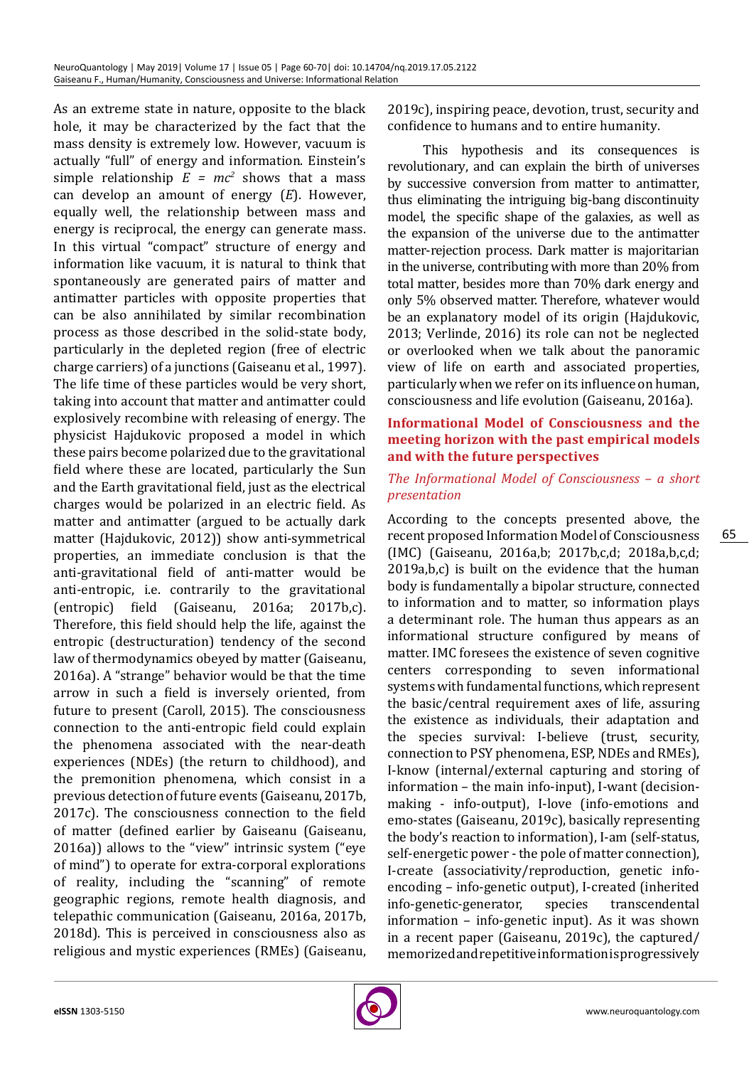As an extreme state in nature, opposite to the black hole, it may be characterized by the fact that the mass density is extremely low. However, vacuum is actually "full" of energy and information. Einstein's simple relationship $E = mc^2$ shows that a mass can develop an amount of energy ($E$). However, equally well, the relationship between mass and energy is reciprocal, the energy can generate mass. In this virtual "compact" structure of energy and information like vacuum, it is natural to think that spontaneously are generated pairs of matter and antimatter particles with opposite properties that can be also annihilated by similar recombination process as those described in the solid-state body, particularly in the depleted region (free of electric charge carriers) of a junctions (Gaiseanu et al., 1997). The life time of these particles would be very short, taking into account that matter and antimatter could explosively recombine with releasing of energy. The physicist Hajdukovic proposed a model in which these pairs become polarized due to the gravitational field where these are located, particularly the Sun and the Earth gravitational field, just as the electrical charges would be polarized in an electric field. As matter and antimatter (argued to be actually dark matter (Hajdukovic, 2012)) show anti-symmetrical properties, an immediate conclusion is that the anti-gravitational field of anti-matter would be anti-entropic, i.e. contrarily to the gravitational (entropic) field (Gaiseanu, 2016a; 2017b,c). Therefore, this field should help the life, against the entropic (destructuration) tendency of the second law of thermodynamics obeyed by matter (Gaiseanu, 2016a). A "strange" behavior would be that the time arrow in such a field is inversely oriented, from future to present (Caroll, 2015). The consciousness connection to the anti-entropic field could explain the phenomena associated with the near-death experiences (NDEs) (the return to childhood), and the premonition phenomena, which consist in a previous detection of future events (Gaiseanu, 2017b, 2017c). The consciousness connection to the field of matter (defined earlier by Gaiseanu (Gaiseanu, 2016a)) allows to the "view" intrinsic system ("eye of mind") to operate for extra-corporal explorations of reality, including the "scanning" of remote geographic regions, remote health diagnosis, and telepathic communication (Gaiseanu, 2016a, 2017b, 2018d). This is perceived in consciousness also as religious and mystic experiences (RMEs) (Gaiseanu, 2019c), inspiring peace, devotion, trust, security and confidence to humans and to entire humanity.

This hypothesis and its consequences is revolutionary, and can explain the birth of universes by successive conversion from matter to antimatter, thus eliminating the intriguing big-bang discontinuity model, the specific shape of the galaxies, as well as the expansion of the universe due to the antimatter matter-rejection process. Dark matter is majoritarian in the universe, contributing with more than 20% from total matter, besides more than 70% dark energy and only 5% observed matter. Therefore, whatever would be an explanatory model of its origin (Hajdukovic, 2013; Verlinde, 2016) its role can not be neglected or overlooked when we talk about the panoramic view of life on earth and associated properties, particularly when we refer on its influence on human, consciousness and life evolution (Gaiseanu, 2016a).

## Informational Model of Consciousness and the meeting horizon with the past empirical models and with the future perspectives

### *The Informational Model of Consciousness – a short presentation*

According to the concepts presented above, the recent proposed Information Model of Consciousness (IMC) (Gaiseanu, 2016a,b; 2017b,c,d; 2018a,b,c,d; 2019a,b,c) is built on the evidence that the human body is fundamentally a bipolar structure, connected to information and to matter, so information plays a determinant role. The human thus appears as an informational structure configured by means of matter. IMC foresees the existence of seven cognitive centers corresponding to seven informational systems with fundamental functions, which represent the basic/central requirement axes of life, assuring the existence as individuals, their adaptation and the species survival: I-believe (trust, security, connection to PSY phenomena, ESP, NDEs and RMEs), I-know (internal/external capturing and storing of information – the main info-input), I-want (decision-making - info-output), I-love (info-emotions and emo-states (Gaiseanu, 2019c), basically representing the body's reaction to information), I-am (self-status, self-energetic power - the pole of matter connection), I-create (associativity/reproduction, genetic info-encoding – info-genetic output), I-created (inherited info-genetic-generator, species transcendental information – info-genetic input). As it was shown in a recent paper (Gaiseanu, 2019c), the captured/memorized and repetitive information is progressively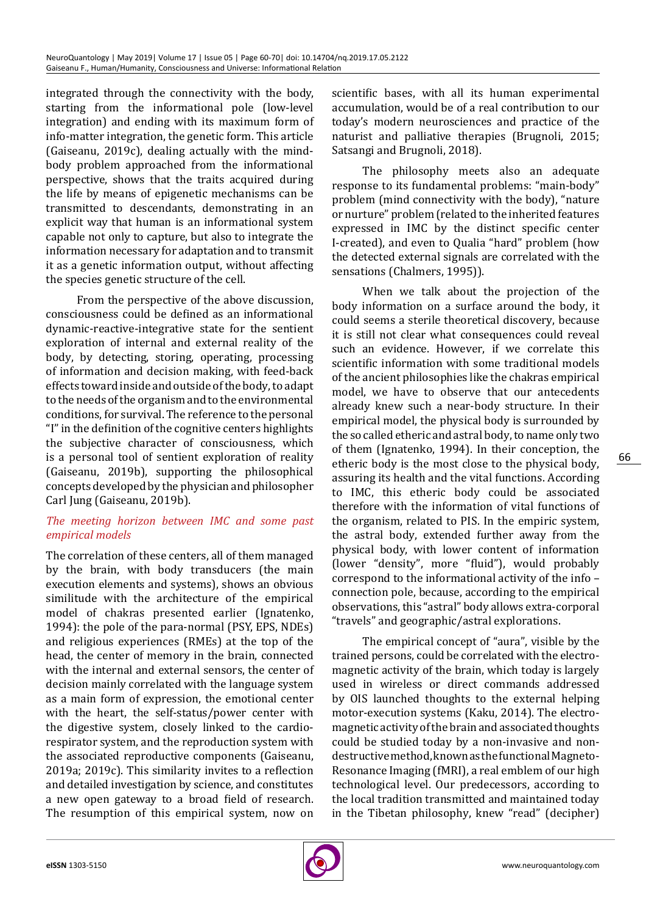integrated through the connectivity with the body, starting from the informational pole (low-level integration) and ending with its maximum form of info-matter integration, the genetic form. This article (Gaiseanu, 2019c), dealing actually with the mind-body problem approached from the informational perspective, shows that the traits acquired during the life by means of epigenetic mechanisms can be transmitted to descendants, demonstrating in an explicit way that human is an informational system capable not only to capture, but also to integrate the information necessary for adaptation and to transmit it as a genetic information output, without affecting the species genetic structure of the cell.

From the perspective of the above discussion, consciousness could be defined as an informational dynamic-reactive-integrative state for the sentient exploration of internal and external reality of the body, by detecting, storing, operating, processing of information and decision making, with feed-back effects toward inside and outside of the body, to adapt to the needs of the organism and to the environmental conditions, for survival. The reference to the personal "I" in the definition of the cognitive centers highlights the subjective character of consciousness, which is a personal tool of sentient exploration of reality (Gaiseanu, 2019b), supporting the philosophical concepts developed by the physician and philosopher Carl Jung (Gaiseanu, 2019b).

### *The meeting horizon between IMC and some past empirical models*

The correlation of these centers, all of them managed by the brain, with body transducers (the main execution elements and systems), shows an obvious similitude with the architecture of the empirical model of chakras presented earlier (Ignatenko, 1994): the pole of the para-normal (PSY, EPS, NDEs) and religious experiences (RMEs) at the top of the head, the center of memory in the brain, connected with the internal and external sensors, the center of decision mainly correlated with the language system as a main form of expression, the emotional center with the heart, the self-status/power center with the digestive system, closely linked to the cardio-respirator system, and the reproduction system with the associated reproductive components (Gaiseanu, 2019a; 2019c). This similarity invites to a reflection and detailed investigation by science, and constitutes a new open gateway to a broad field of research. The resumption of this empirical system, now on scientific bases, with all its human experimental accumulation, would be of a real contribution to our today's modern neurosciences and practice of the naturist and palliative therapies (Brugnoli, 2015; Satsangi and Brugnoli, 2018).

The philosophy meets also an adequate response to its fundamental problems: "main-body" problem (mind connectivity with the body), "nature or nurture" problem (related to the inherited features expressed in IMC by the distinct specific center I-created), and even to Qualia "hard" problem (how the detected external signals are correlated with the sensations (Chalmers, 1995)).

When we talk about the projection of the body information on a surface around the body, it could seems a sterile theoretical discovery, because it is still not clear what consequences could reveal such an evidence. However, if we correlate this scientific information with some traditional models of the ancient philosophies like the chakras empirical model, we have to observe that our antecedents already knew such a near-body structure. In their empirical model, the physical body is surrounded by the so called etheric and astral body, to name only two of them (Ignatenko, 1994). In their conception, the etheric body is the most close to the physical body, assuring its health and the vital functions. According to IMC, this etheric body could be associated therefore with the information of vital functions of the organism, related to PIS. In the empiric system, the astral body, extended further away from the physical body, with lower content of information (lower "density", more "fluid"), would probably correspond to the informational activity of the info – connection pole, because, according to the empirical observations, this "astral" body allows extra-corporal "travels" and geographic/astral explorations.

The empirical concept of "aura", visible by the trained persons, could be correlated with the electro-magnetic activity of the brain, which today is largely used in wireless or direct commands addressed by OIS launched thoughts to the external helping motor-execution systems (Kaku, 2014). The electro-magnetic activity of the brain and associated thoughts could be studied today by a non-invasive and non-destructive method, known as the functional Magneto-Resonance Imaging (fMRI), a real emblem of our high technological level. Our predecessors, according to the local tradition transmitted and maintained today in the Tibetan philosophy, knew "read" (decipher)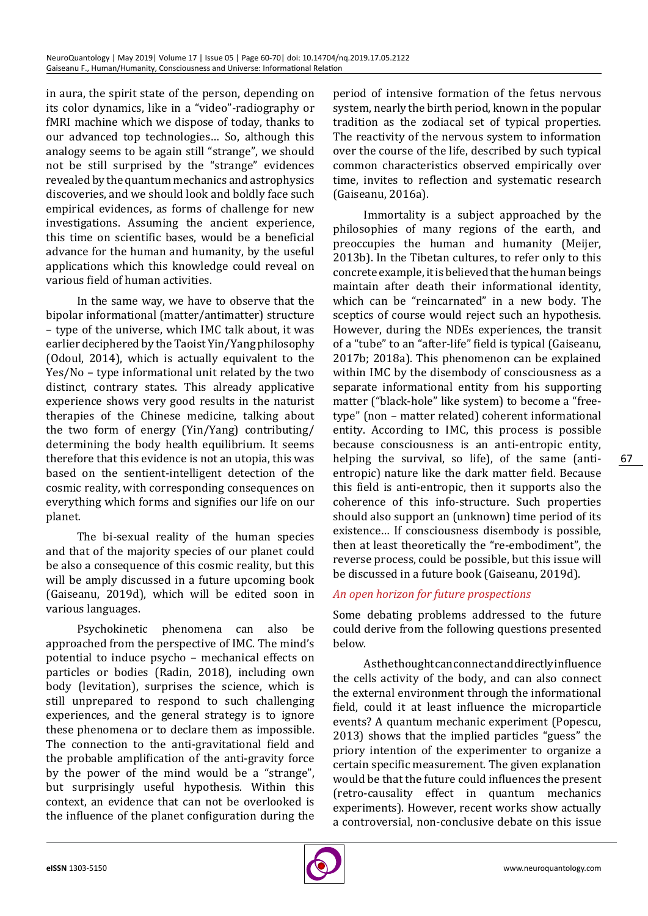in aura, the spirit state of the person, depending on its color dynamics, like in a "video"-radiography or fMRI machine which we dispose of today, thanks to our advanced top technologies… So, although this analogy seems to be again still "strange", we should not be still surprised by the "strange" evidences revealed by the quantum mechanics and astrophysics discoveries, and we should look and boldly face such empirical evidences, as forms of challenge for new investigations. Assuming the ancient experience, this time on scientific bases, would be a beneficial advance for the human and humanity, by the useful applications which this knowledge could reveal on various field of human activities.

In the same way, we have to observe that the bipolar informational (matter/antimatter) structure – type of the universe, which IMC talk about, it was earlier deciphered by the Taoist Yin/Yang philosophy (Odoul, 2014), which is actually equivalent to the Yes/No – type informational unit related by the two distinct, contrary states. This already applicative experience shows very good results in the naturist therapies of the Chinese medicine, talking about the two form of energy (Yin/Yang) contributing/ determining the body health equilibrium. It seems therefore that this evidence is not an utopia, this was based on the sentient-intelligent detection of the cosmic reality, with corresponding consequences on everything which forms and signifies our life on our planet.

The bi-sexual reality of the human species and that of the majority species of our planet could be also a consequence of this cosmic reality, but this will be amply discussed in a future upcoming book (Gaiseanu, 2019d), which will be edited soon in various languages.

Psychokinetic phenomena can also be approached from the perspective of IMC. The mind's potential to induce psycho – mechanical effects on particles or bodies (Radin, 2018), including own body (levitation), surprises the science, which is still unprepared to respond to such challenging experiences, and the general strategy is to ignore these phenomena or to declare them as impossible. The connection to the anti-gravitational field and the probable amplification of the anti-gravity force by the power of the mind would be a "strange", but surprisingly useful hypothesis. Within this context, an evidence that can not be overlooked is the influence of the planet configuration during the period of intensive formation of the fetus nervous system, nearly the birth period, known in the popular tradition as the zodiacal set of typical properties. The reactivity of the nervous system to information over the course of the life, described by such typical common characteristics observed empirically over time, invites to reflection and systematic research (Gaiseanu, 2016a).

Immortality is a subject approached by the philosophies of many regions of the earth, and preoccupies the human and humanity (Meijer, 2013b). In the Tibetan cultures, to refer only to this concrete example, it is believed that the human beings maintain after death their informational identity, which can be "reincarnated" in a new body. The sceptics of course would reject such an hypothesis. However, during the NDEs experiences, the transit of a "tube" to an "after-life" field is typical (Gaiseanu, 2017b; 2018a). This phenomenon can be explained within IMC by the disembody of consciousness as a separate informational entity from his supporting matter ("black-hole" like system) to become a "free-type" (non – matter related) coherent informational entity. According to IMC, this process is possible because consciousness is an anti-entropic entity, helping the survival, so life), of the same (anti-entropic) nature like the dark matter field. Because this field is anti-entropic, then it supports also the coherence of this info-structure. Such properties should also support an (unknown) time period of its existence… If consciousness disembody is possible, then at least theoretically the "re-embodiment", the reverse process, could be possible, but this issue will be discussed in a future book (Gaiseanu, 2019d).

### *An open horizon for future prospections*

Some debating problems addressed to the future could derive from the following questions presented below.

As the thought can connect and directly influence the cells activity of the body, and can also connect the external environment through the informational field, could it at least influence the microparticle events? A quantum mechanic experiment (Popescu, 2013) shows that the implied particles "guess" the priory intention of the experimenter to organize a certain specific measurement. The given explanation would be that the future could influences the present (retro-causality effect in quantum mechanics experiments). However, recent works show actually a controversial, non-conclusive debate on this issue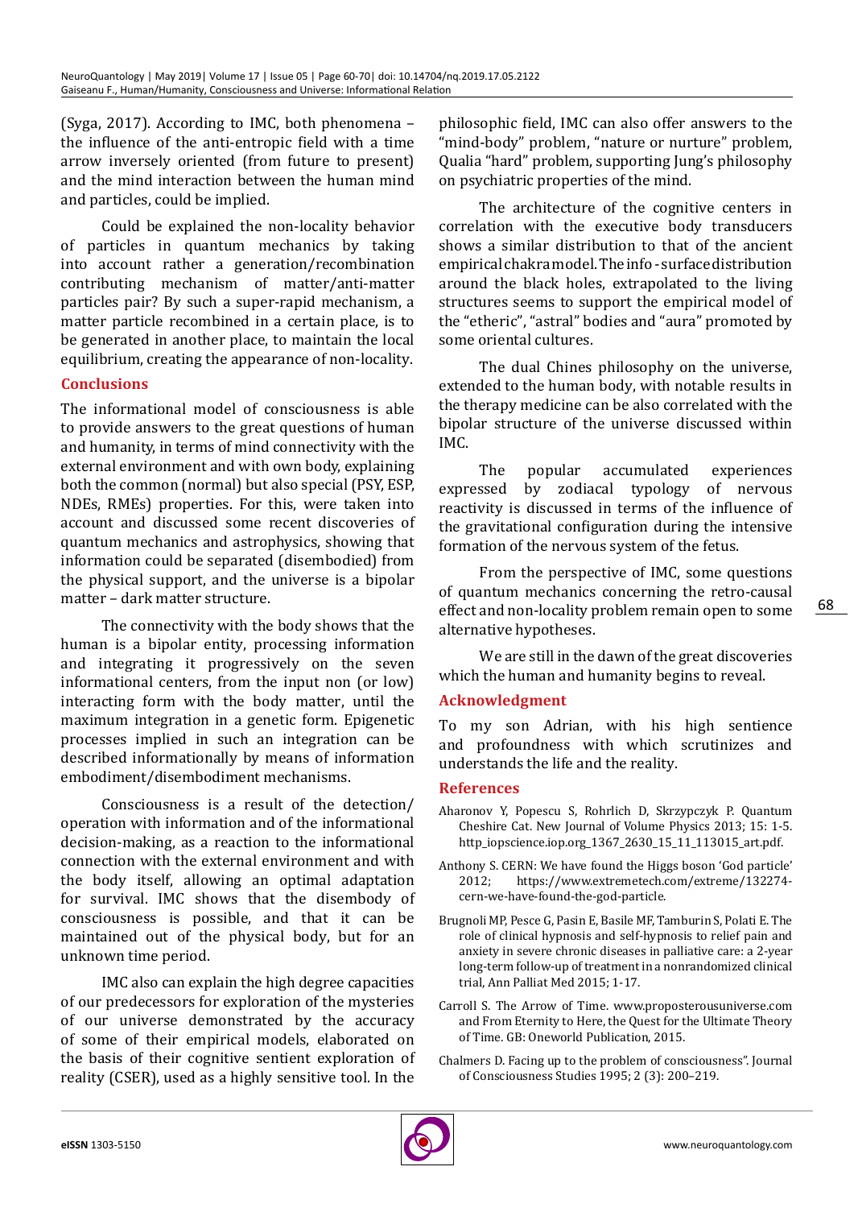(Syga, 2017). According to IMC, both phenomena – the influence of the anti-entropic field with a time arrow inversely oriented (from future to present) and the mind interaction between the human mind and particles, could be implied.

Could be explained the non-locality behavior of particles in quantum mechanics by taking into account rather a generation/recombination contributing mechanism of matter/anti-matter particles pair? By such a super-rapid mechanism, a matter particle recombined in a certain place, is to be generated in another place, to maintain the local equilibrium, creating the appearance of non-locality.

## Conclusions

The informational model of consciousness is able to provide answers to the great questions of human and humanity, in terms of mind connectivity with the external environment and with own body, explaining both the common (normal) but also special (PSY, ESP, NDEs, RMEs) properties. For this, were taken into account and discussed some recent discoveries of quantum mechanics and astrophysics, showing that information could be separated (disembodied) from the physical support, and the universe is a bipolar matter – dark matter structure.

The connectivity with the body shows that the human is a bipolar entity, processing information and integrating it progressively on the seven informational centers, from the input non (or low) interacting form with the body matter, until the maximum integration in a genetic form. Epigenetic processes implied in such an integration can be described informationally by means of information embodiment/disembodiment mechanisms.

Consciousness is a result of the detection/ operation with information and of the informational decision-making, as a reaction to the informational connection with the external environment and with the body itself, allowing an optimal adaptation for survival. IMC shows that the disembody of consciousness is possible, and that it can be maintained out of the physical body, but for an unknown time period.

IMC also can explain the high degree capacities of our predecessors for exploration of the mysteries of our universe demonstrated by the accuracy of some of their empirical models, elaborated on the basis of their cognitive sentient exploration of reality (CSER), used as a highly sensitive tool. In the philosophic field, IMC can also offer answers to the "mind-body" problem, "nature or nurture" problem, Qualia "hard" problem, supporting Jung's philosophy on psychiatric properties of the mind.

The architecture of the cognitive centers in correlation with the executive body transducers shows a similar distribution to that of the ancient empirical chakra model. The info - surface distribution around the black holes, extrapolated to the living structures seems to support the empirical model of the "etheric", "astral" bodies and "aura" promoted by some oriental cultures.

The dual Chines philosophy on the universe, extended to the human body, with notable results in the therapy medicine can be also correlated with the bipolar structure of the universe discussed within IMC.

The popular accumulated experiences expressed by zodiacal typology of nervous reactivity is discussed in terms of the influence of the gravitational configuration during the intensive formation of the nervous system of the fetus.

From the perspective of IMC, some questions of quantum mechanics concerning the retro-causal effect and non-locality problem remain open to some alternative hypotheses.

We are still in the dawn of the great discoveries which the human and humanity begins to reveal.

## Acknowledgment

To my son Adrian, with his high sentience and profoundness with which scrutinizes and understands the life and the reality.

## References

Aharonov Y, Popescu S, Rohrlich D, Skrzypczyk P. Quantum Cheshire Cat. New Journal of Volume Physics 2013; 15: 1-5. http_iopscience.iop.org_1367_2630_15_11_113015_art.pdf.

Anthony S. CERN: We have found the Higgs boson 'God particle' 2012; https://www.extremetech.com/extreme/132274-cern-we-have-found-the-god-particle.

Brugnoli MP, Pesce G, Pasin E, Basile MF, Tamburin S, Polati E. The role of clinical hypnosis and self-hypnosis to relief pain and anxiety in severe chronic diseases in palliative care: a 2-year long-term follow-up of treatment in a nonrandomized clinical trial, Ann Palliat Med 2015; 1-17.

Carroll S. The Arrow of Time. www.preposterousuniverse.com and From Eternity to Here, the Quest for the Ultimate Theory of Time. GB: Oneworld Publication, 2015.

Chalmers D. Facing up to the problem of consciousness". Journal of Consciousness Studies 1995; 2 (3): 200–219.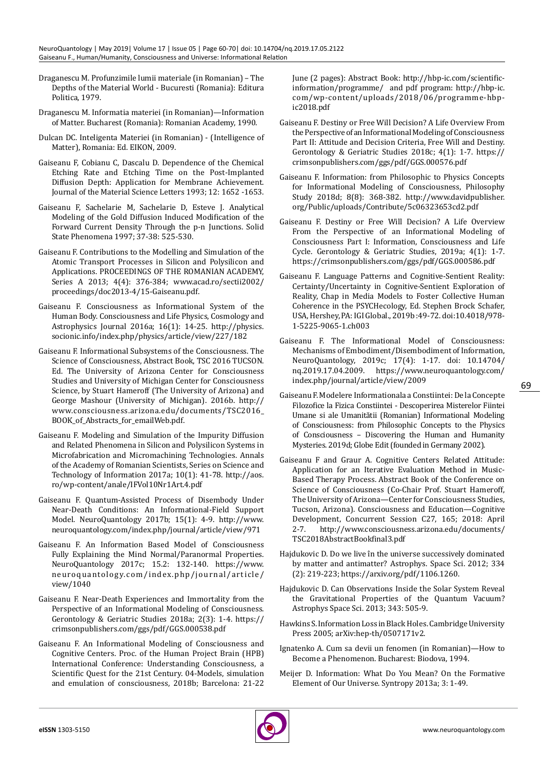Draganescu M. Profunzimile lumii materiale (in Romanian) – The Depths of the Material World - Bucuresti (Romania): Editura Politica, 1979.

Draganescu M. Informatia materiei (in Romanian)—Information of Matter. Bucharest (Romania): Romanian Academy, 1990.

Dulcan DC. Inteligenta Materiei (in Romanian) - (Intelligence of Matter), Romania: Ed. EIKON, 2009.

Gaiseanu F, Cobianu C, Dascalu D. Dependence of the Chemical Etching Rate and Etching Time on the Post-Implanted Diffusion Depth: Application for Membrane Achievement. Journal of the Material Science Letters 1993; 12: 1652 -1653.

Gaiseanu F, Sachelarie M, Sachelarie D, Esteve J. Analytical Modeling of the Gold Diffusion Induced Modification of the Forward Current Density Through the p-n Junctions. Solid State Phenomena 1997; 37-38: 525-530.

Gaiseanu F. Contributions to the Modelling and Simulation of the Atomic Transport Processes in Silicon and Polysilicon and Applications. PROCEEDINGS OF THE ROMANIAN ACADEMY, Series A 2013; 4(4): 376-384; www.acad.ro/sectii2002/proceedings/doc2013-4/15-Gaiseanu.pdf.

Gaiseanu F. Consciousness as Informational System of the Human Body. Consciousness and Life Physics, Cosmology and Astrophysics Journal 2016a; 16(1): 14-25. http://physics.socionic.info/index.php/physics/article/view/227/182

Gaiseanu F. Informational Subsystems of the Consciousness. The Science of Consciousness, Abstract Book, TSC 2016 TUCSON. Ed. The University of Arizona Center for Consciousness Studies and University of Michigan Center for Consciousness Science, by Stuart Hameroff (The University of Arizona) and George Mashour (University of Michigan). 2016b. http://www.consciousness.arizona.edu/documents/TSC2016_BOOK_of_Abstracts_for_emailWeb.pdf.

Gaiseanu F. Modeling and Simulation of the Impurity Diffusion and Related Phenomena in Silicon and Polysilicon Systems in Microfabrication and Micromachining Technologies. Annals of the Academy of Romanian Scientists, Series on Science and Technology of Information 2017a; 10(1): 41-78. http://aos.ro/wp-content/anale/IFVol10Nr1Art.4.pdf

Gaiseanu F. Quantum-Assisted Process of Disembody Under Near-Death Conditions: An Informational-Field Support Model. NeuroQuantology 2017b; 15(1): 4-9. http://www.neuroquantology.com/index.php/journal/article/view/971

Gaiseanu F. An Information Based Model of Consciousness Fully Explaining the Mind Normal/Paranormal Properties. NeuroQuantology 2017c; 15.2: 132-140. https://www.neuroquantology.com/index.php/journal/article/view/1040

Gaiseanu F. Near-Death Experiences and Immortality from the Perspective of an Informational Modeling of Consciousness. Gerontology & Geriatric Studies 2018a; 2(3): 1-4. https://crimsonpublishers.com/ggs/pdf/GGS.000538.pdf

Gaiseanu F. An Informational Modeling of Consciousness and Cognitive Centers. Proc. of the Human Project Brain (HPB) International Conference: Understanding Consciousness, a Scientific Quest for the 21st Century. 04-Models, simulation and emulation of consciousness, 2018b; Barcelona: 21-22 June (2 pages): Abstract Book: http://hbp-ic.com/scientific-information/programme/ and pdf program: http://hbp-ic.com/wp-content/uploads/2018/06/programme-hbp-ic2018.pdf

Gaiseanu F. Destiny or Free Will Decision? A Life Overview From the Perspective of an Informational Modeling of Consciousness Part II: Attitude and Decision Criteria, Free Will and Destiny. Gerontology & Geriatric Studies 2018c; 4(1): 1-7. https://crimsonpublishers.com/ggs/pdf/GGS.000576.pdf

Gaiseanu F. Information: from Philosophic to Physics Concepts for Informational Modeling of Consciousness, Philosophy Study 2018d; 8(8): 368-382. http://www.davidpublisher.org/Public/uploads/Contribute/5c06323653cd2.pdf

Gaiseanu F. Destiny or Free Will Decision? A Life Overview From the Perspective of an Informational Modeling of Consciousness Part I: Information, Consciousness and Life Cycle. Gerontology & Geriatric Studies, 2019a; 4(1): 1-7. https://crimsonpublishers.com/ggs/pdf/GGS.000586.pdf

Gaiseanu F. Language Patterns and Cognitive-Sentient Reality: Certainty/Uncertainty in Cognitive-Sentient Exploration of Reality, Chap in Media Models to Foster Collective Human Coherence in the PSYCHecology, Ed. Stephen Brock Schafer, USA, Hershey, PA: IGI Global., 2019b :49-72. doi:10.4018/978-1-5225-9065-1.ch003

Gaiseanu F. The Informational Model of Consciousness: Mechanisms of Embodiment/Disembodiment of Information, NeuroQuantology, 2019c; 17(4): 1-17. doi: 10.14704/nq.2019.17.04.2009. https://www.neuroquantology.com/index.php/journal/article/view/2009

Gaiseanu F. Modelere Informationala a Constiintei: De la Concepte Filozofice la Fizica Constiintei - Descoperirea Misterelor Fiintei Umane si ale Umanității (Romanian) Informational Modeling of Consciousness: from Philosophic Concepts to the Physics of Consciousness – Discovering the Human and Humanity Mysteries. 2019d; Globe Edit (founded in Germany 2002).

Gaiseanu F and Graur A. Cognitive Centers Related Attitude: Application for an Iterative Evaluation Method in Music-Based Therapy Process. Abstract Book of the Conference on Science of Consciousness (Co-Chair Prof. Stuart Hameroff, The University of Arizona—Center for Consciousness Studies, Tucson, Arizona). Consciousness and Education—Cognitive Development, Concurrent Session C27, 165; 2018: April 2-7. http://www.consciousness.arizona.edu/documents/TSC2018AbstractBookfinal3.pdf

Hajdukovic D. Do we live în the universe successively dominated by matter and antimatter? Astrophys. Space Sci. 2012; 334 (2): 219-223; https://arxiv.org/pdf/1106.1260.

Hajdukovic D. Can Observations Inside the Solar System Reveal the Gravitational Properties of the Quantum Vacuum? Astrophys Space Sci. 2013; 343: 505-9.

Hawkins S. Information Loss in Black Holes. Cambridge University Press 2005; arXiv:hep-th/0507171v2.

Ignatenko A. Cum sa devii un fenomen (in Romanian)—How to Become a Phenomenon. Bucharest: Biodova, 1994.

Meijer D. Information: What Do You Mean? On the Formative Element of Our Universe. Syntropy 2013a; 3: 1-49.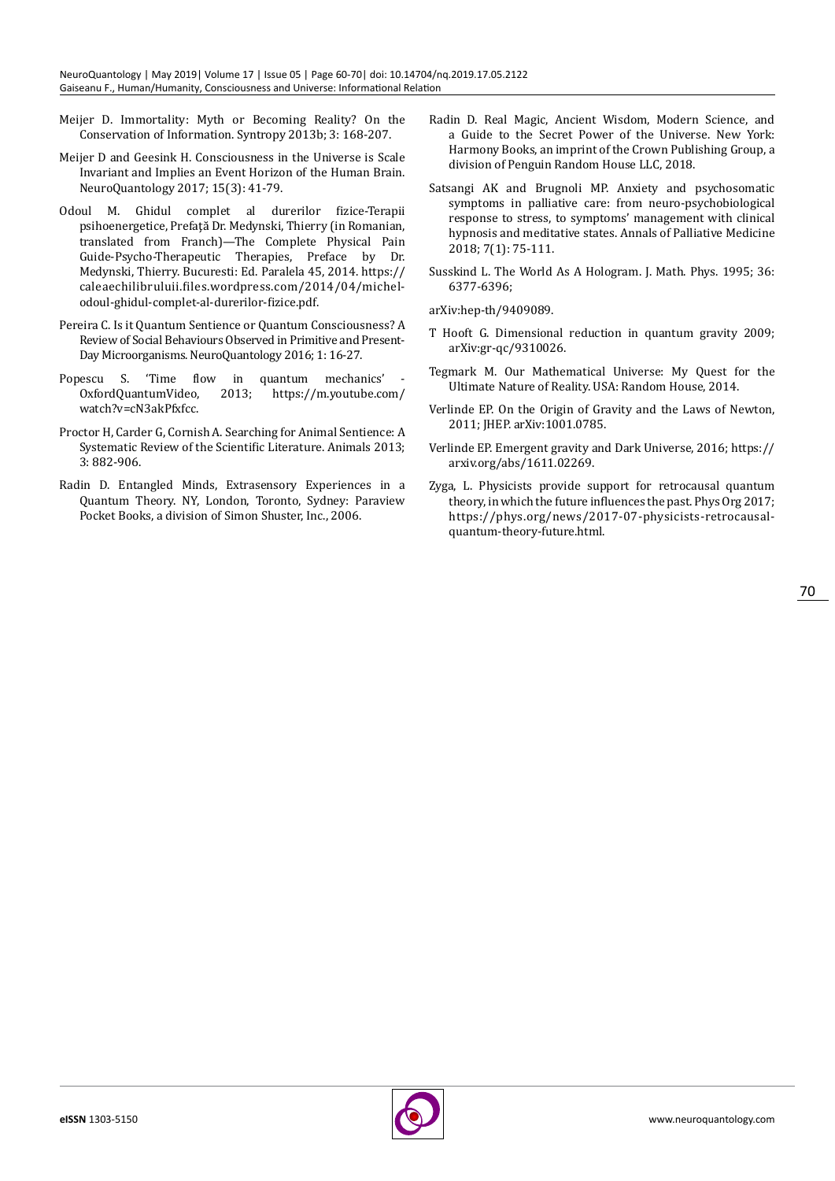Meijer D. Immortality: Myth or Becoming Reality? On the Conservation of Information. Syntropy 2013b; 3: 168-207.

Meijer D and Geesink H. Consciousness in the Universe is Scale Invariant and Implies an Event Horizon of the Human Brain. NeuroQuantology 2017; 15(3): 41-79.

Odoul M. Ghidul complet al durerilor fizice-Terapii psihoenergetice, Prefaţă Dr. Medynski, Thierry (in Romanian, translated from Franch)—The Complete Physical Pain Guide-Psycho-Therapeutic Therapies, Preface by Dr. Medynski, Thierry. Bucuresti: Ed. Paralela 45, 2014. https://caleaechilibruluii.files.wordpress.com/2014/04/michel-odoul-ghidul-complet-al-durerilor-fizice.pdf.

Pereira C. Is it Quantum Sentience or Quantum Consciousness? A Review of Social Behaviours Observed in Primitive and Present-Day Microorganisms. NeuroQuantology 2016; 1: 16-27.

Popescu S. 'Time flow in quantum mechanics' - OxfordQuantumVideo, 2013; https://m.youtube.com/watch?v=cN3akPfxfcc.

Proctor H, Carder G, Cornish A. Searching for Animal Sentience: A Systematic Review of the Scientific Literature. Animals 2013; 3: 882-906.

Radin D. Entangled Minds, Extrasensory Experiences in a Quantum Theory. NY, London, Toronto, Sydney: Paraview Pocket Books, a division of Simon Shuster, Inc., 2006.

Radin D. Real Magic, Ancient Wisdom, Modern Science, and a Guide to the Secret Power of the Universe. New York: Harmony Books, an imprint of the Crown Publishing Group, a division of Penguin Random House LLC, 2018.

Satsangi AK and Brugnoli MP. Anxiety and psychosomatic symptoms in palliative care: from neuro-psychobiological response to stress, to symptoms' management with clinical hypnosis and meditative states. Annals of Palliative Medicine 2018; 7(1): 75-111.

Susskind L. The World As A Hologram. J. Math. Phys. 1995; 36: 6377-6396;

arXiv:hep-th/9409089.

T Hooft G. Dimensional reduction in quantum gravity 2009; arXiv:gr-qc/9310026.

Tegmark M. Our Mathematical Universe: My Quest for the Ultimate Nature of Reality. USA: Random House, 2014.

Verlinde EP. On the Origin of Gravity and the Laws of Newton, 2011; JHEP. arXiv:1001.0785.

Verlinde EP. Emergent gravity and Dark Universe, 2016; https://arxiv.org/abs/1611.02269.

Zyga, L. Physicists provide support for retrocausal quantum theory, in which the future influences the past. Phys Org 2017; https://phys.org/news/2017-07-physicists-retrocausal-quantum-theory-future.html.